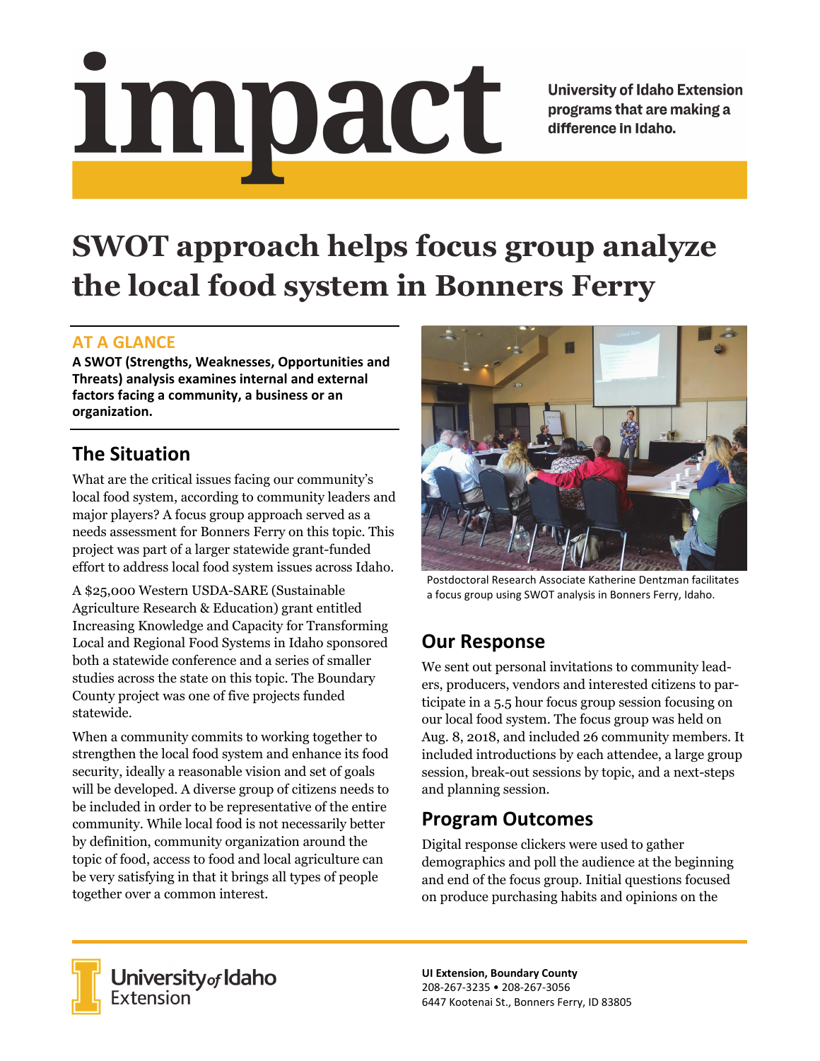# impact

University of Idaho Extension programs that are making a difference in Idaho.

# SWOT approach helps focus group analyze the local food system in Bonners Ferry

### AT A GLANCE

**A SWOT (Strengths, Weaknesses, Opportunities and Threats) analysis examines internal and external factors facing a community, a business or an organization.**

## The Situation

What are the critical issues facing our community's local food system, according to community leaders and major players? A focus group approach served as a needs assessment for Bonners Ferry on this topic. This project was part of a larger statewide grant-funded effort to address local food system issues across Idaho.

A $25,000 Western USDA-SARE (Sustainable Agriculture Research & Education) grant entitled Increasing Knowledge and Capacity for Transforming Local and Regional Food Systems in Idaho sponsored both a statewide conference and a series of smaller studies across the state on this topic. The Boundary County project was one of five projects funded statewide.

When a community commits to working together to strengthen the local food system and enhance its food security, ideally a reasonable vision and set of goals will be developed. A diverse group of citizens needs to be included in order to be representative of the entire community. While local food is not necessarily better by definition, community organization around the topic of food, access to food and local agriculture can be very satisfying in that it brings all types of people together over a common interest.

Postdoctoral Research Associate Katherine Dentzman facilitates a focus group using SWOT analysis in Bonners Ferry, Idaho.

## Our Response

We sent out personal invitations to community leaders, producers, vendors and interested citizens to participate in a 5.5 hour focus group session focusing on our local food system. The focus group was held on Aug. 8, 2018, and included 26 community members. It included introductions by each attendee, a large group session, break-out sessions by topic, and a next-steps and planning session.

## Program Outcomes

Digital response clickers were used to gather demographics and poll the audience at the beginning and end of the focus group. Initial questions focused on produce purchasing habits and opinions on the

University of Idaho Extension

**UI Extension, Boundary County**
208-267-3235 • 208-267-3056
6447 Kootenai St., Bonners Ferry, ID 83805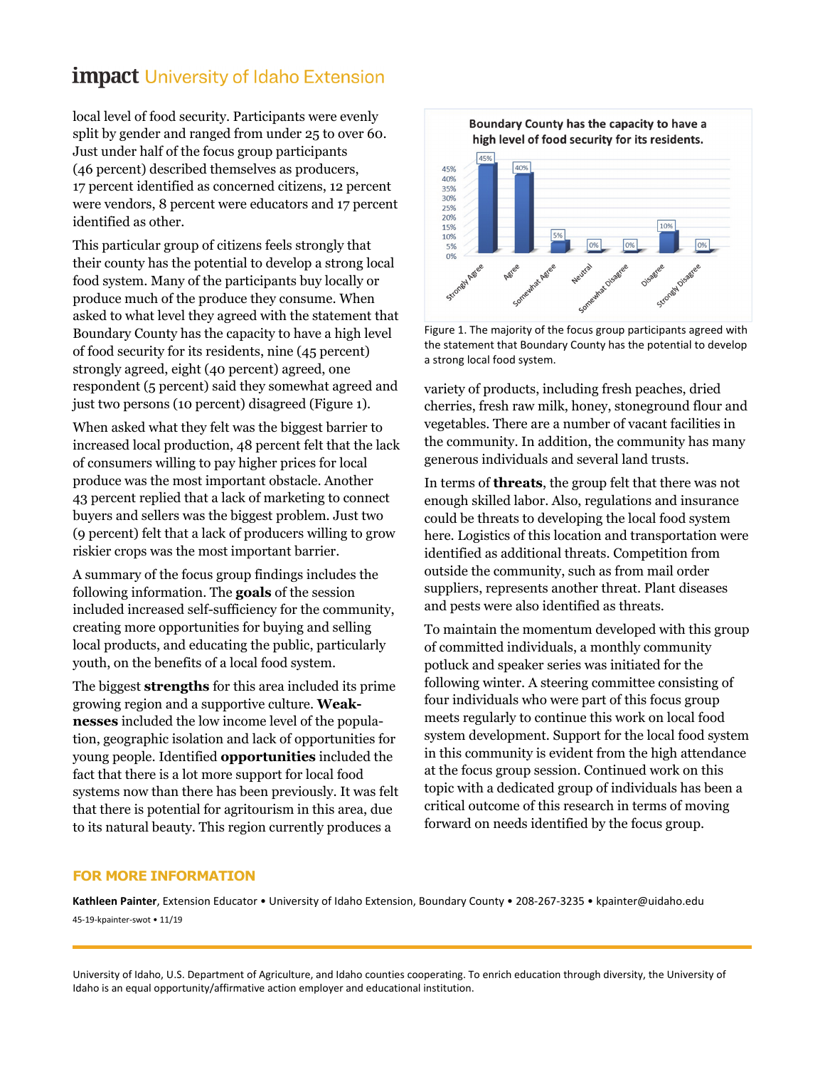local level of food security. Participants were evenly split by gender and ranged from under 25 to over 60. Just under half of the focus group participants (46 percent) described themselves as producers, 17 percent identified as concerned citizens, 12 percent were vendors, 8 percent were educators and 17 percent identified as other.

This particular group of citizens feels strongly that their county has the potential to develop a strong local food system. Many of the participants buy locally or produce much of the produce they consume. When asked to what level they agreed with the statement that Boundary County has the capacity to have a high level of food security for its residents, nine (45 percent) strongly agreed, eight (40 percent) agreed, one respondent (5 percent) said they somewhat agreed and just two persons (10 percent) disagreed (Figure 1).

When asked what they felt was the biggest barrier to increased local production, 48 percent felt that the lack of consumers willing to pay higher prices for local produce was the most important obstacle. Another 43 percent replied that a lack of marketing to connect buyers and sellers was the biggest problem. Just two (9 percent) felt that a lack of producers willing to grow riskier crops was the most important barrier.

A summary of the focus group findings includes the following information. The **goals** of the session included increased self-sufficiency for the community, creating more opportunities for buying and selling local products, and educating the public, particularly youth, on the benefits of a local food system.

The biggest **strengths** for this area included its prime growing region and a supportive culture. **Weaknesses** included the low income level of the population, geographic isolation and lack of opportunities for young people. Identified **opportunities** included the fact that there is a lot more support for local food systems now than there has been previously. It was felt that there is potential for agritourism in this area, due to its natural beauty. This region currently produces a variety of products, including fresh peaches, dried cherries, fresh raw milk, honey, stoneground flour and vegetables. There are a number of vacant facilities in the community. In addition, the community has many generous individuals and several land trusts.

Boundary County has the capacity to have a high level of food security for its residents.

45%
40%
35%
30%
25%
20%
15%
10%
5%
0%

Strongly Agree 45%
Agree 40%
Somewhat Agree 5%
Neutral 0%
Somewhat Disagree 0%
Disagree 10%
Strongly Disagree 0%

Figure 1. The majority of the focus group participants agreed with the statement that Boundary County has the potential to develop a strong local food system.

In terms of **threats**, the group felt that there was not enough skilled labor. Also, regulations and insurance could be threats to developing the local food system here. Logistics of this location and transportation were identified as additional threats. Competition from outside the community, such as from mail order suppliers, represents another threat. Plant diseases and pests were also identified as threats.

To maintain the momentum developed with this group of committed individuals, a monthly community potluck and speaker series was initiated for the following winter. A steering committee consisting of four individuals who were part of this focus group meets regularly to continue this work on local food system development. Support for the local food system in this community is evident from the high attendance at the focus group session. Continued work on this topic with a dedicated group of individuals has been a critical outcome of this research in terms of moving forward on needs identified by the focus group.

## FOR MORE INFORMATION

**Kathleen Painter**, Extension Educator • University of Idaho Extension, Boundary County • 208-267-3235 • kpainter@uidaho.edu

45-19-kpainter-swot • 11/19

University of Idaho, U.S. Department of Agriculture, and Idaho counties cooperating. To enrich education through diversity, the University of Idaho is an equal opportunity/affirmative action employer and educational institution.